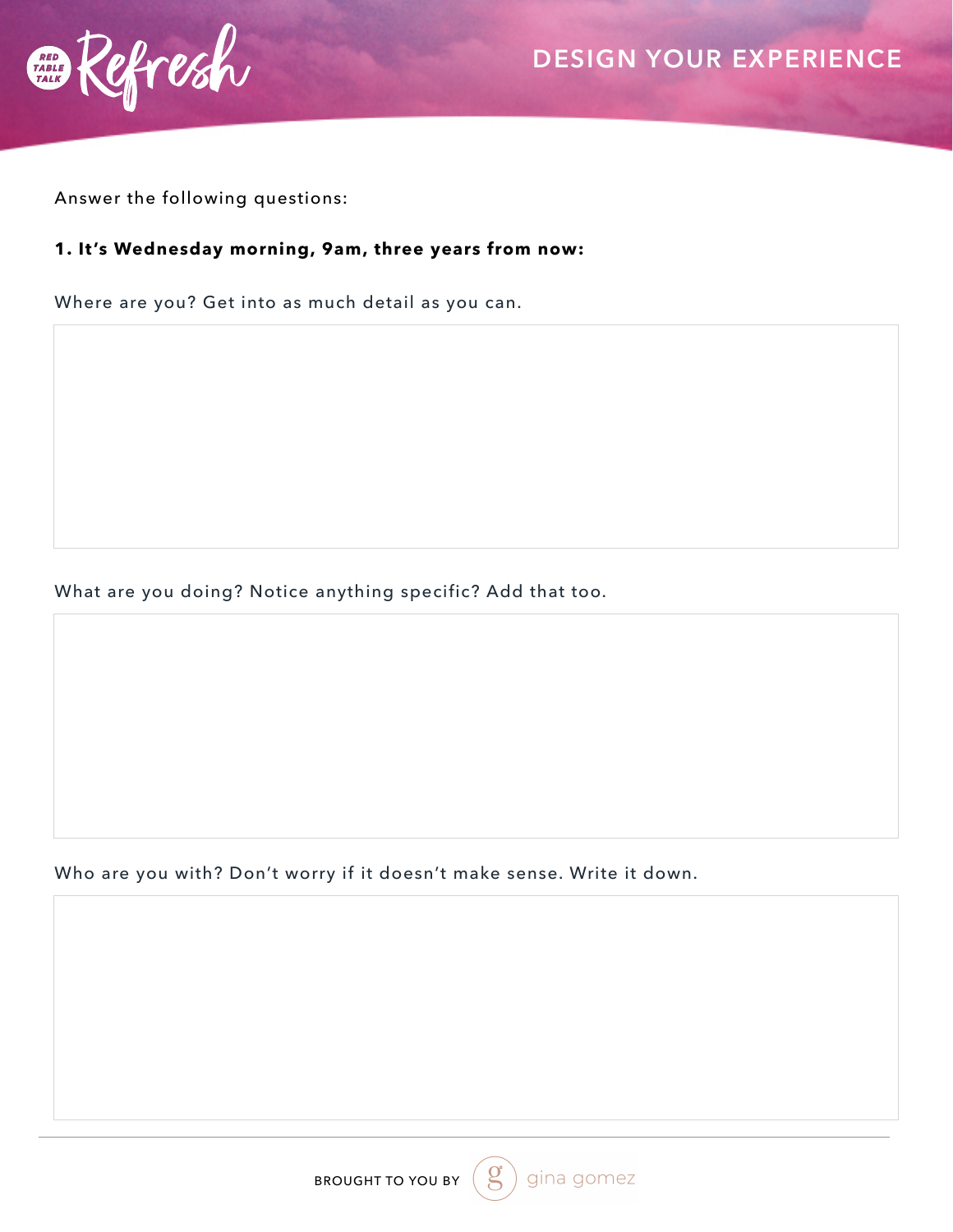Refresh

# DESIGN YOUR EXPERIENCE

Answer the following questions:

**1. It's Wednesday morning, 9am, three years from now:**

Where are you? Get into as much detail as you can.

What are you doing? Notice anything specific? Add that too.

Who are you with? Don't worry if it doesn't make sense. Write it down.

BROUGHT TO YOU BY gina gomez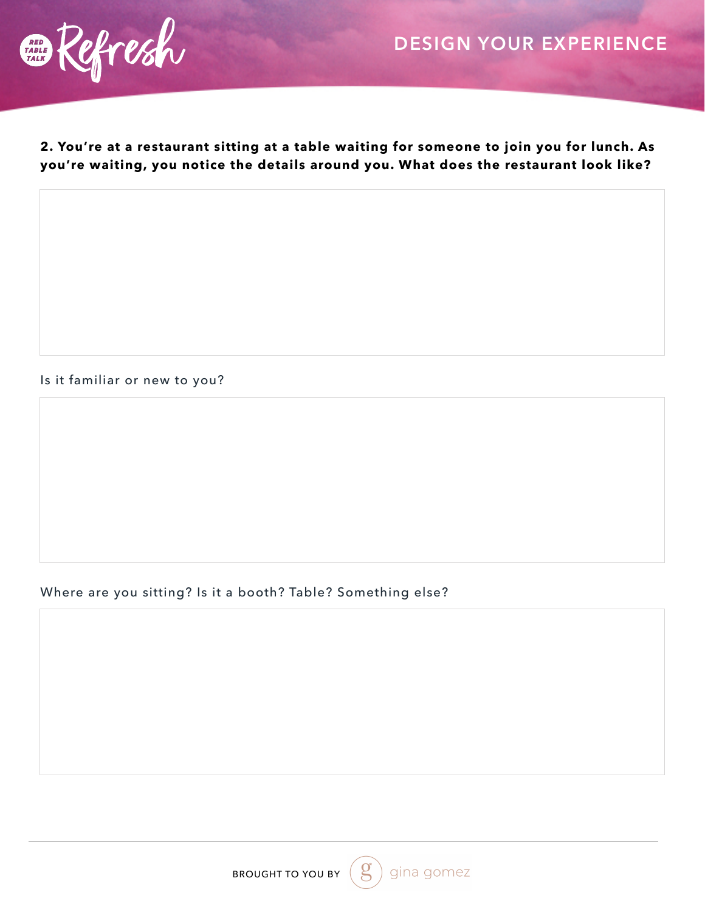**2. You're at a restaurant sitting at a table waiting for someone to join you for lunch. As you're waiting, you notice the details around you. What does the restaurant look like?**

Is it familiar or new to you?

Where are you sitting? Is it a booth? Table? Something else?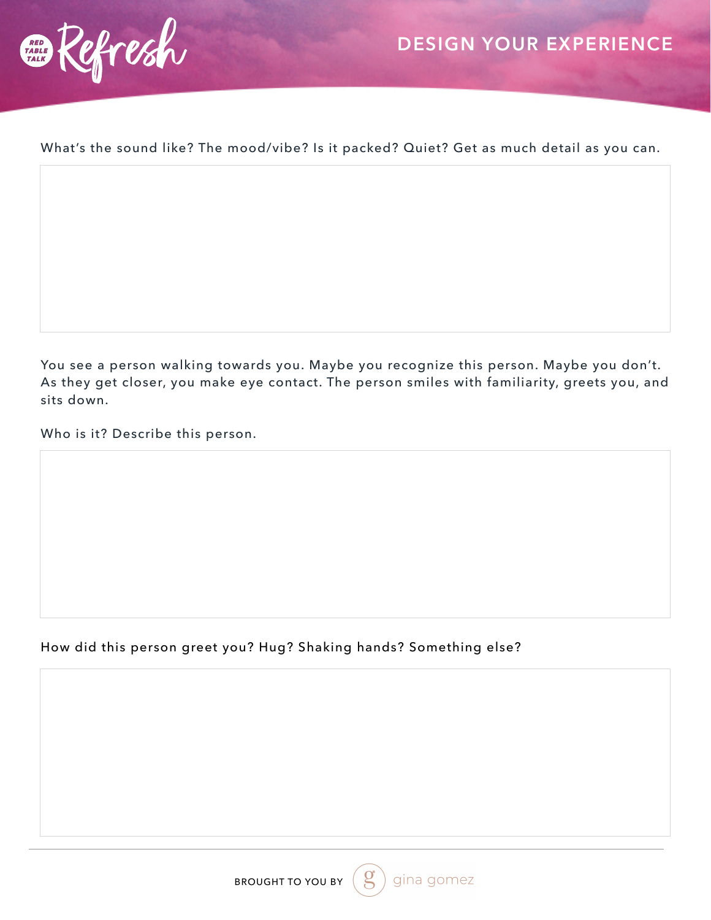# DESIGN YOUR EXPERIENCE

What's the sound like? The mood/vibe? Is it packed? Quiet? Get as much detail as you can.

You see a person walking towards you. Maybe you recognize this person. Maybe you don't. As they get closer, you make eye contact. The person smiles with familiarity, greets you, and sits down.

Who is it? Describe this person.

How did this person greet you? Hug? Shaking hands? Something else?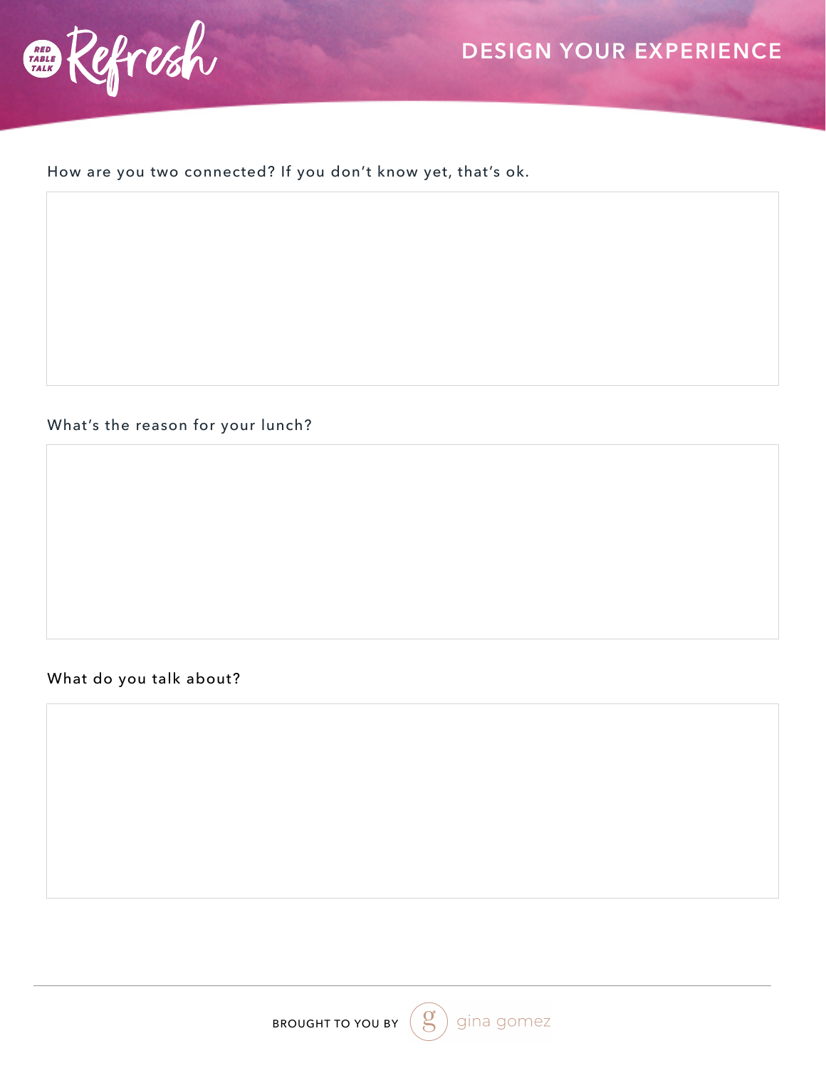Red Table Talk Refresh

## DESIGN YOUR EXPERIENCE

How are you two connected? If you don't know yet, that's ok.

What's the reason for your lunch?

What do you talk about?

BROUGHT TO YOU BY gina gomez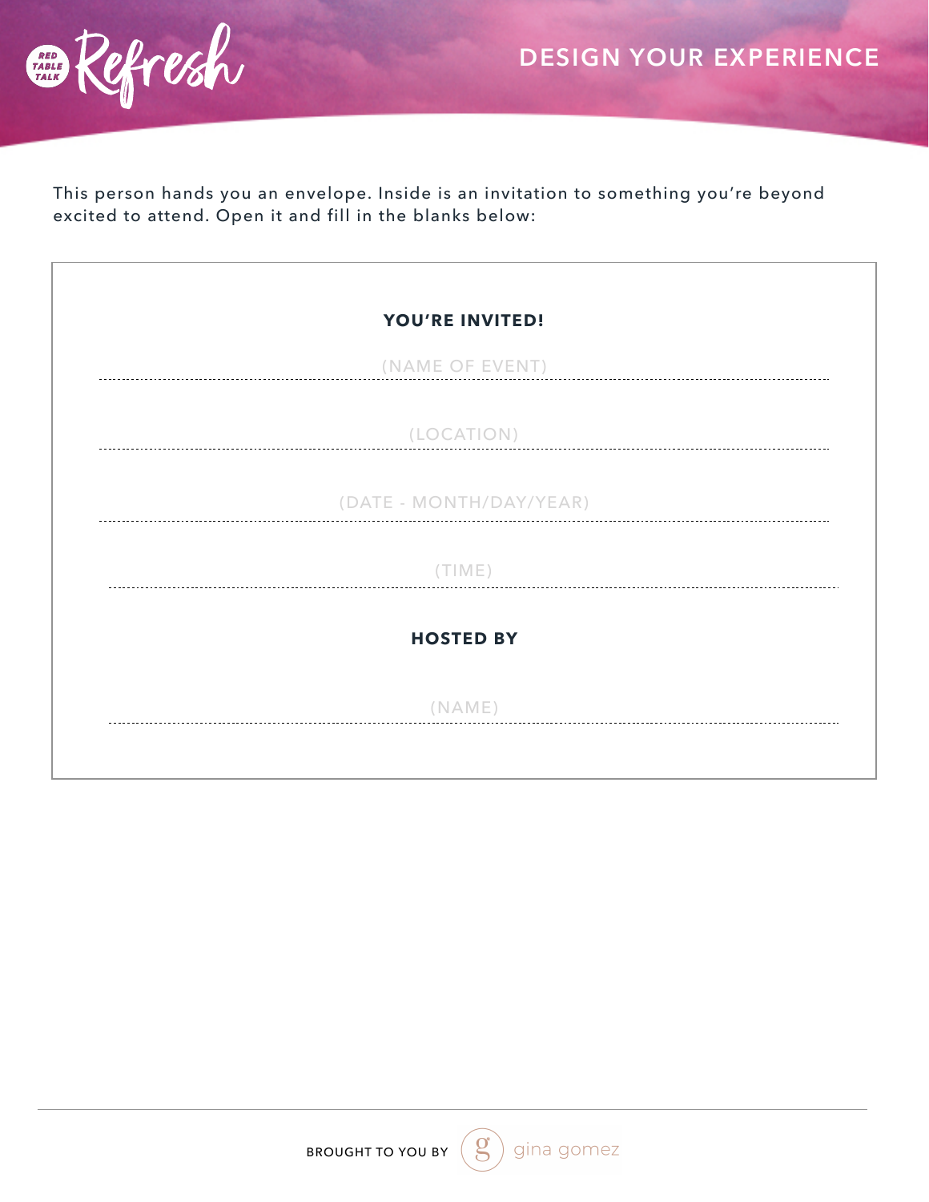# DESIGN YOUR EXPERIENCE

This person hands you an envelope. Inside is an invitation to something you're beyond excited to attend. Open it and fill in the blanks below:

**YOU'RE INVITED!**

(NAME OF EVENT)
_______________________________________________

(LOCATION)
_______________________________________________

(DATE - MONTH/DAY/YEAR)
_______________________________________________

(TIME)
_______________________________________________

**HOSTED BY**

(NAME)
_______________________________________________

BROUGHT TO YOU BY gina gomez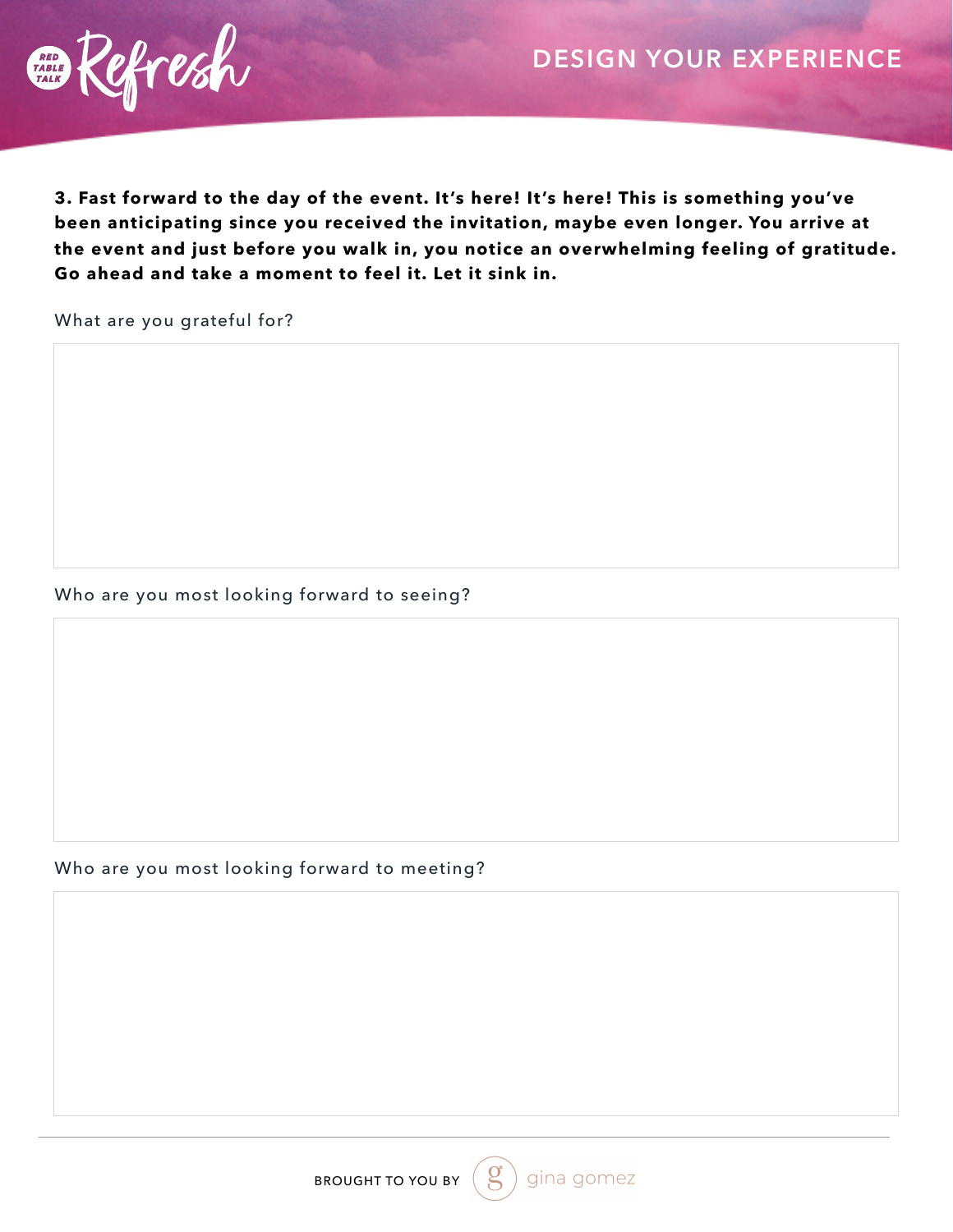# DESIGN YOUR EXPERIENCE

**3. Fast forward to the day of the event. It's here! It's here! This is something you've been anticipating since you received the invitation, maybe even longer. You arrive at the event and just before you walk in, you notice an overwhelming feeling of gratitude. Go ahead and take a moment to feel it. Let it sink in.**

What are you grateful for?

Who are you most looking forward to seeing?

Who are you most looking forward to meeting?

BROUGHT TO YOU BY gina gomez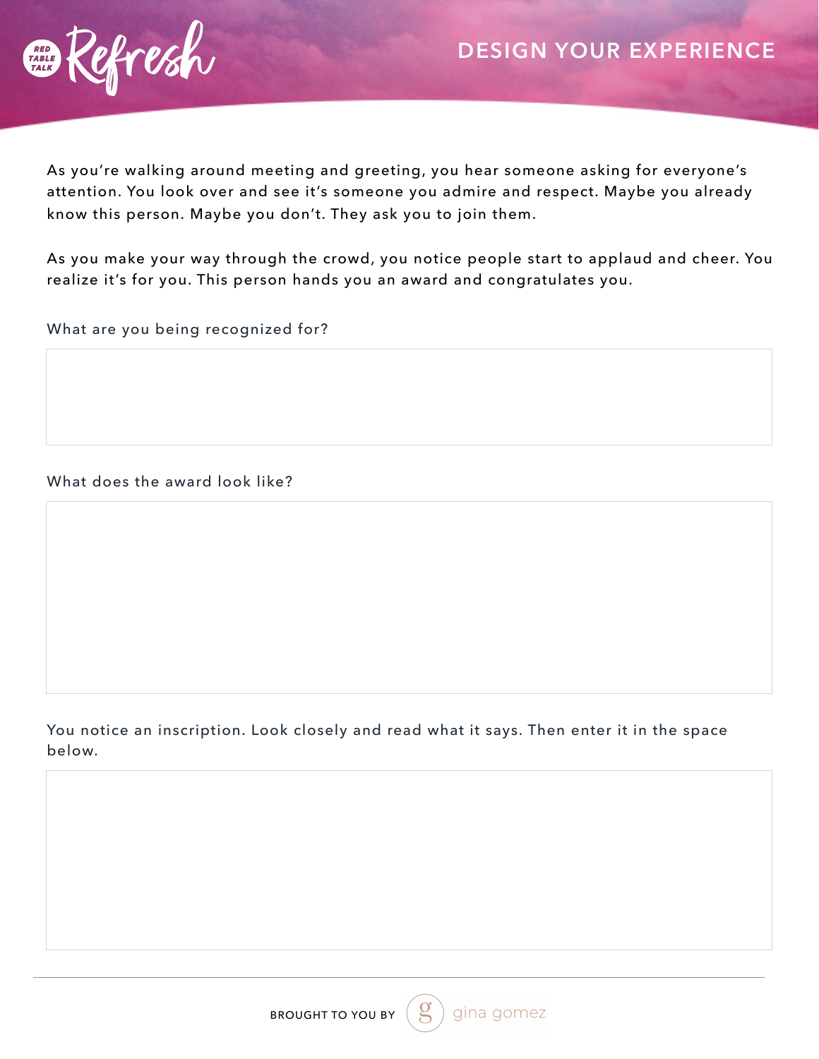# DESIGN YOUR EXPERIENCE

As you're walking around meeting and greeting, you hear someone asking for everyone's attention. You look over and see it's someone you admire and respect. Maybe you already know this person. Maybe you don't. They ask you to join them.

As you make your way through the crowd, you notice people start to applaud and cheer. You realize it's for you. This person hands you an award and congratulates you.

What are you being recognized for?

What does the award look like?

You notice an inscription. Look closely and read what it says. Then enter it in the space below.

BROUGHT TO YOU BY gina gomez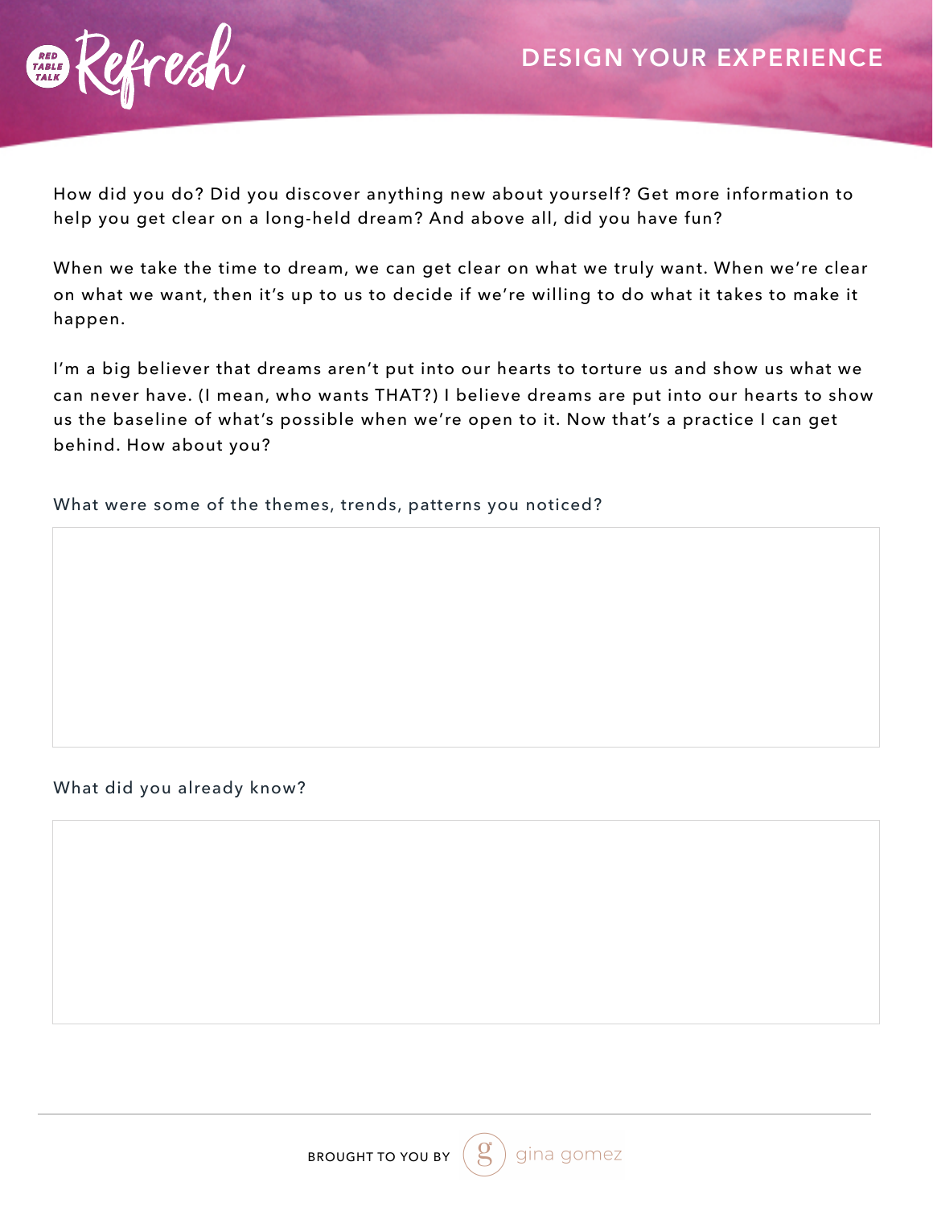# DESIGN YOUR EXPERIENCE

How did you do? Did you discover anything new about yourself? Get more information to help you get clear on a long-held dream? And above all, did you have fun?

When we take the time to dream, we can get clear on what we truly want. When we're clear on what we want, then it's up to us to decide if we're willing to do what it takes to make it happen.

I'm a big believer that dreams aren't put into our hearts to torture us and show us what we can never have. (I mean, who wants THAT?) I believe dreams are put into our hearts to show us the baseline of what's possible when we're open to it. Now that's a practice I can get behind. How about you?

What were some of the themes, trends, patterns you noticed?

What did you already know?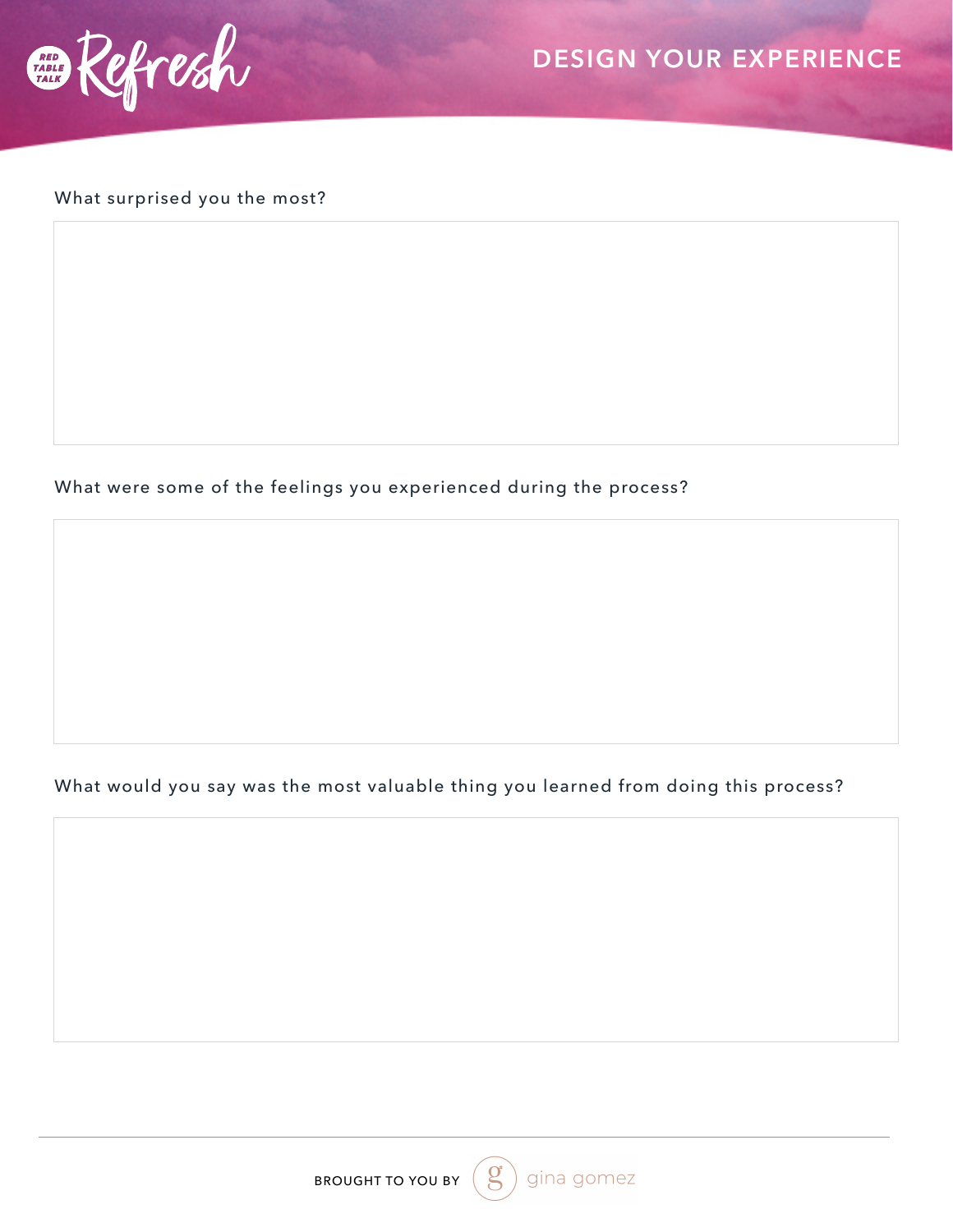# DESIGN YOUR EXPERIENCE

What surprised you the most?

What were some of the feelings you experienced during the process?

What would you say was the most valuable thing you learned from doing this process?